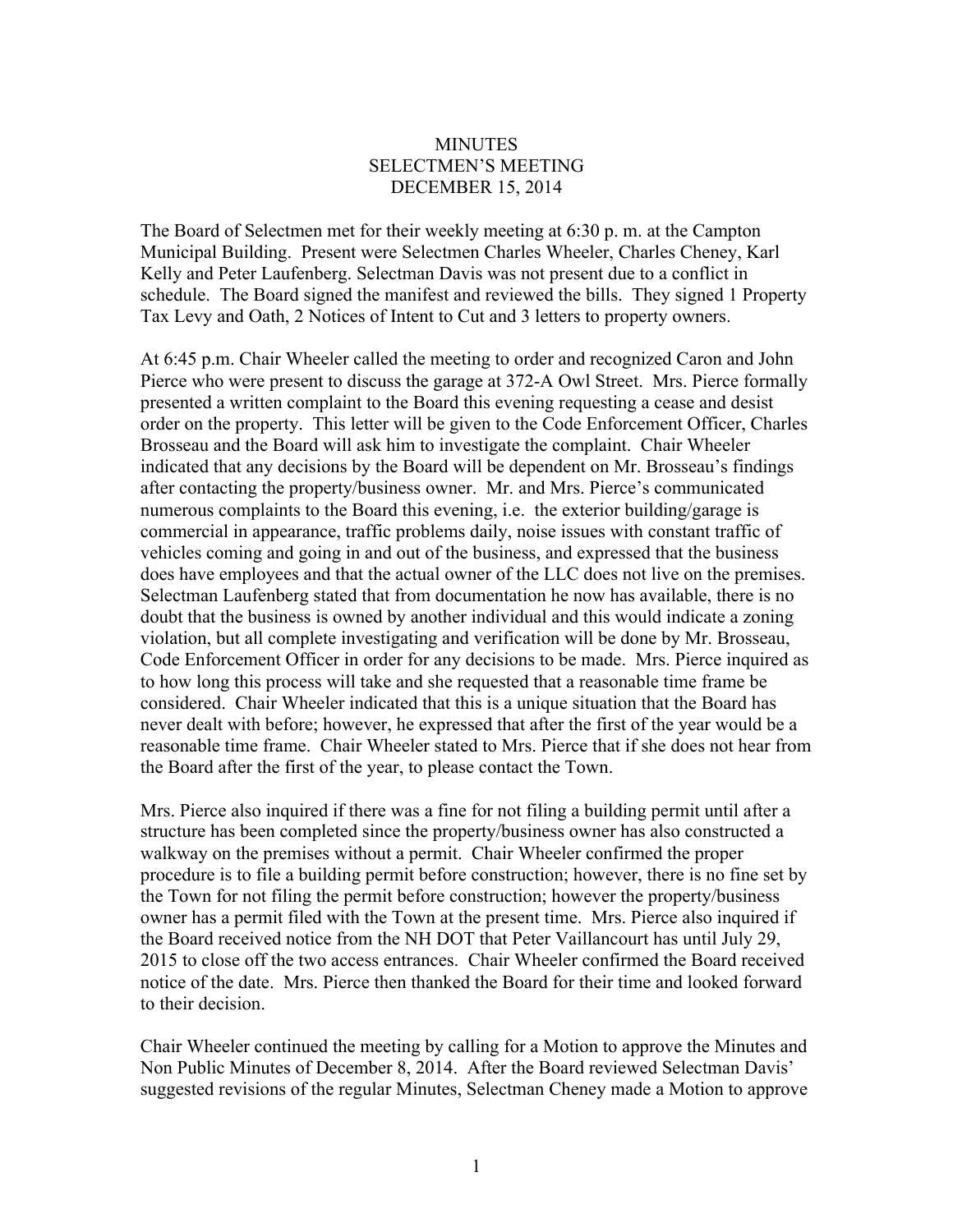# MINUTES
## SELECTMEN'S MEETING
## DECEMBER 15, 2014

The Board of Selectmen met for their weekly meeting at 6:30 p. m. at the Campton Municipal Building. Present were Selectmen Charles Wheeler, Charles Cheney, Karl Kelly and Peter Laufenberg. Selectman Davis was not present due to a conflict in schedule. The Board signed the manifest and reviewed the bills. They signed 1 Property Tax Levy and Oath, 2 Notices of Intent to Cut and 3 letters to property owners.

At 6:45 p.m. Chair Wheeler called the meeting to order and recognized Caron and John Pierce who were present to discuss the garage at 372-A Owl Street. Mrs. Pierce formally presented a written complaint to the Board this evening requesting a cease and desist order on the property. This letter will be given to the Code Enforcement Officer, Charles Brosseau and the Board will ask him to investigate the complaint. Chair Wheeler indicated that any decisions by the Board will be dependent on Mr. Brosseau's findings after contacting the property/business owner. Mr. and Mrs. Pierce's communicated numerous complaints to the Board this evening, i.e. the exterior building/garage is commercial in appearance, traffic problems daily, noise issues with constant traffic of vehicles coming and going in and out of the business, and expressed that the business does have employees and that the actual owner of the LLC does not live on the premises. Selectman Laufenberg stated that from documentation he now has available, there is no doubt that the business is owned by another individual and this would indicate a zoning violation, but all complete investigating and verification will be done by Mr. Brosseau, Code Enforcement Officer in order for any decisions to be made. Mrs. Pierce inquired as to how long this process will take and she requested that a reasonable time frame be considered. Chair Wheeler indicated that this is a unique situation that the Board has never dealt with before; however, he expressed that after the first of the year would be a reasonable time frame. Chair Wheeler stated to Mrs. Pierce that if she does not hear from the Board after the first of the year, to please contact the Town.

Mrs. Pierce also inquired if there was a fine for not filing a building permit until after a structure has been completed since the property/business owner has also constructed a walkway on the premises without a permit. Chair Wheeler confirmed the proper procedure is to file a building permit before construction; however, there is no fine set by the Town for not filing the permit before construction; however the property/business owner has a permit filed with the Town at the present time. Mrs. Pierce also inquired if the Board received notice from the NH DOT that Peter Vaillancourt has until July 29, 2015 to close off the two access entrances. Chair Wheeler confirmed the Board received notice of the date. Mrs. Pierce then thanked the Board for their time and looked forward to their decision.

Chair Wheeler continued the meeting by calling for a Motion to approve the Minutes and Non Public Minutes of December 8, 2014. After the Board reviewed Selectman Davis' suggested revisions of the regular Minutes, Selectman Cheney made a Motion to approve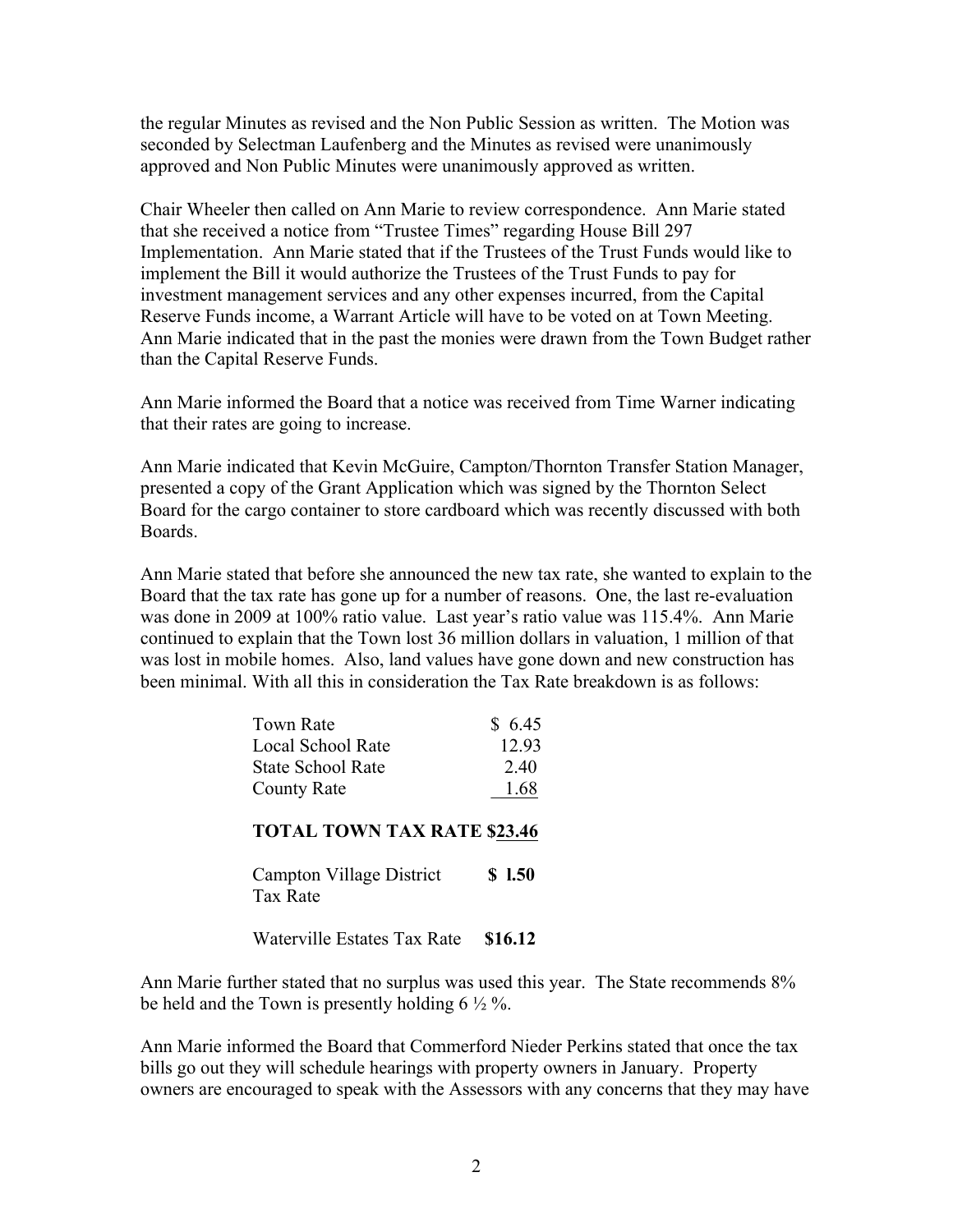the regular Minutes as revised and the Non Public Session as written. The Motion was seconded by Selectman Laufenberg and the Minutes as revised were unanimously approved and Non Public Minutes were unanimously approved as written.

Chair Wheeler then called on Ann Marie to review correspondence. Ann Marie stated that she received a notice from "Trustee Times" regarding House Bill 297 Implementation. Ann Marie stated that if the Trustees of the Trust Funds would like to implement the Bill it would authorize the Trustees of the Trust Funds to pay for investment management services and any other expenses incurred, from the Capital Reserve Funds income, a Warrant Article will have to be voted on at Town Meeting. Ann Marie indicated that in the past the monies were drawn from the Town Budget rather than the Capital Reserve Funds.

Ann Marie informed the Board that a notice was received from Time Warner indicating that their rates are going to increase.

Ann Marie indicated that Kevin McGuire, Campton/Thornton Transfer Station Manager, presented a copy of the Grant Application which was signed by the Thornton Select Board for the cargo container to store cardboard which was recently discussed with both Boards.

Ann Marie stated that before she announced the new tax rate, she wanted to explain to the Board that the tax rate has gone up for a number of reasons. One, the last re-evaluation was done in 2009 at 100% ratio value. Last year's ratio value was 115.4%. Ann Marie continued to explain that the Town lost 36 million dollars in valuation, 1 million of that was lost in mobile homes. Also, land values have gone down and new construction has been minimal. With all this in consideration the Tax Rate breakdown is as follows:

| | |
|---|---|
| Town Rate | $ 6.45 |
| Local School Rate | 12.93 |
| State School Rate | 2.40 |
| County Rate | 1.68 |
| **TOTAL TOWN TAX RATE** | **$23.46** |
| Campton Village District Tax Rate | **$ 1.50** |
| Waterville Estates Tax Rate | **$16.12** |

Ann Marie further stated that no surplus was used this year. The State recommends 8% be held and the Town is presently holding 6 ½ %.

Ann Marie informed the Board that Commerford Nieder Perkins stated that once the tax bills go out they will schedule hearings with property owners in January. Property owners are encouraged to speak with the Assessors with any concerns that they may have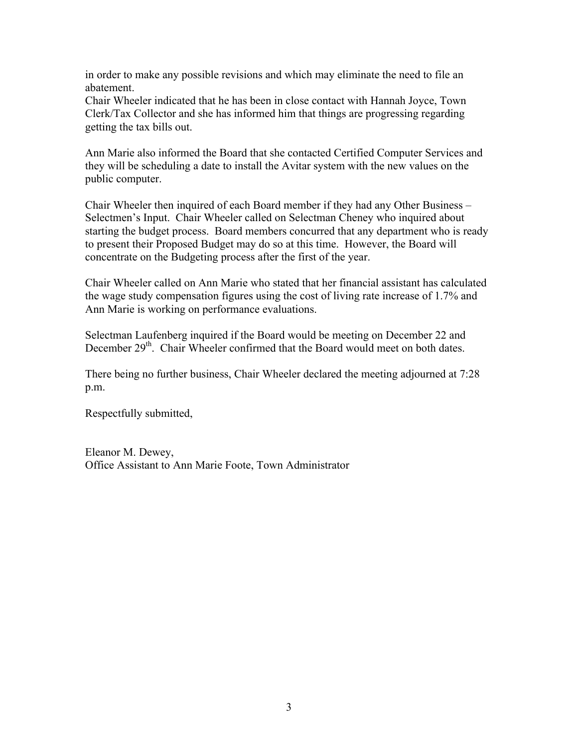in order to make any possible revisions and which may eliminate the need to file an abatement.
Chair Wheeler indicated that he has been in close contact with Hannah Joyce, Town Clerk/Tax Collector and she has informed him that things are progressing regarding getting the tax bills out.

Ann Marie also informed the Board that she contacted Certified Computer Services and they will be scheduling a date to install the Avitar system with the new values on the public computer.

Chair Wheeler then inquired of each Board member if they had any Other Business – Selectmen's Input. Chair Wheeler called on Selectman Cheney who inquired about starting the budget process. Board members concurred that any department who is ready to present their Proposed Budget may do so at this time. However, the Board will concentrate on the Budgeting process after the first of the year.

Chair Wheeler called on Ann Marie who stated that her financial assistant has calculated the wage study compensation figures using the cost of living rate increase of 1.7% and Ann Marie is working on performance evaluations.

Selectman Laufenberg inquired if the Board would be meeting on December 22 and December 29th. Chair Wheeler confirmed that the Board would meet on both dates.

There being no further business, Chair Wheeler declared the meeting adjourned at 7:28 p.m.

Respectfully submitted,

Eleanor M. Dewey,
Office Assistant to Ann Marie Foote, Town Administrator